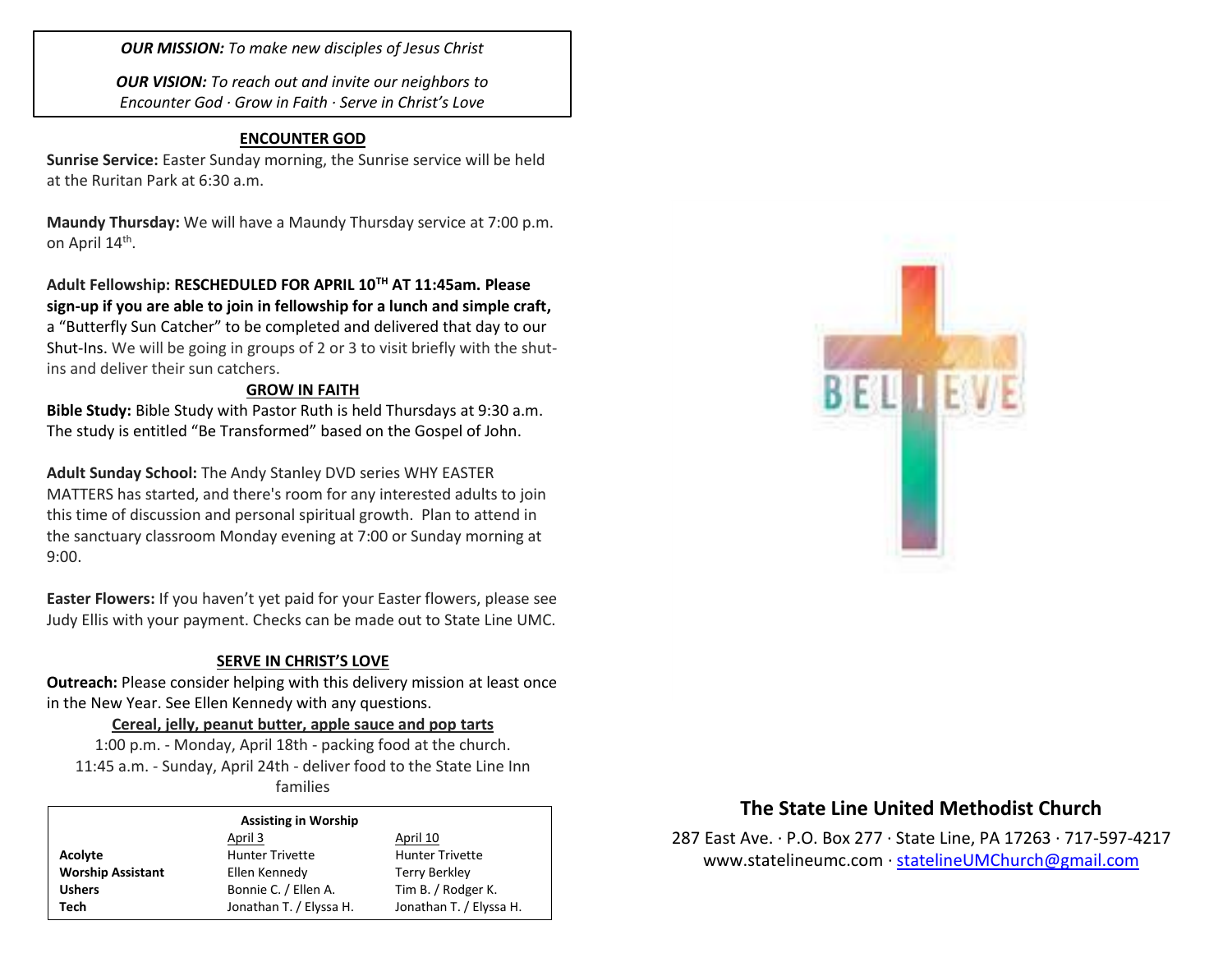***OUR MISSION:*** *To make new disciples of Jesus Christ*

***OUR VISION:*** *To reach out and invite our neighbors to Encounter God · Grow in Faith · Serve in Christ's Love*

## ENCOUNTER GOD

**Sunrise Service:** Easter Sunday morning, the Sunrise service will be held at the Ruritan Park at 6:30 a.m.

**Maundy Thursday:** We will have a Maundy Thursday service at 7:00 p.m. on April 14th.

**Adult Fellowship: RESCHEDULED FOR APRIL 10TH AT 11:45am. Please sign-up if you are able to join in fellowship for a lunch and simple craft,** a "Butterfly Sun Catcher" to be completed and delivered that day to our Shut-Ins. We will be going in groups of 2 or 3 to visit briefly with the shut-ins and deliver their sun catchers.

## GROW IN FAITH

**Bible Study:** Bible Study with Pastor Ruth is held Thursdays at 9:30 a.m. The study is entitled "Be Transformed" based on the Gospel of John.

**Adult Sunday School:** The Andy Stanley DVD series WHY EASTER MATTERS has started, and there's room for any interested adults to join this time of discussion and personal spiritual growth. Plan to attend in the sanctuary classroom Monday evening at 7:00 or Sunday morning at 9:00.

**Easter Flowers:** If you haven't yet paid for your Easter flowers, please see Judy Ellis with your payment. Checks can be made out to State Line UMC.

## SERVE IN CHRIST'S LOVE

**Outreach:** Please consider helping with this delivery mission at least once in the New Year. See Ellen Kennedy with any questions.

**Cereal, jelly, peanut butter, apple sauce and pop tarts**

1:00 p.m. - Monday, April 18th - packing food at the church.
11:45 a.m. - Sunday, April 24th - deliver food to the State Line Inn families

**Assisting in Worship**

| | April 3 | April 10 |
|---|---|---|
| **Acolyte** | Hunter Trivette | Hunter Trivette |
| **Worship Assistant** | Ellen Kennedy | Terry Berkley |
| **Ushers** | Bonnie C. / Ellen A. | Tim B. / Rodger K. |
| **Tech** | Jonathan T. / Elyssa H. | Jonathan T. / Elyssa H. |

BELIEVE

## The State Line United Methodist Church

287 East Ave. · P.O. Box 277 · State Line, PA 17263 · 717-597-4217
www.statelineumc.com · statelineUMChurch@gmail.com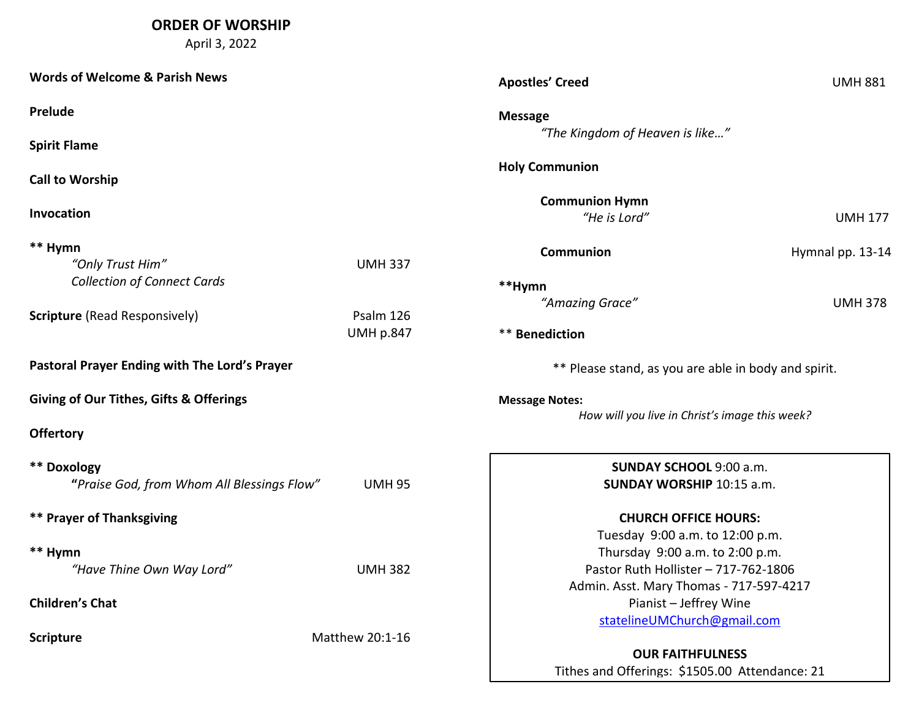## ORDER OF WORSHIP

April 3, 2022

**Words of Welcome & Parish News**

**Prelude**

**Spirit Flame**

**Call to Worship**

**Invocation**

**\*\* Hymn**
*"Only Trust Him"* UMH 337
*Collection of Connect Cards*

**Scripture** (Read Responsively) Psalm 126
UMH p.847

**Pastoral Prayer Ending with The Lord's Prayer**

**Giving of Our Tithes, Gifts & Offerings**

**Offertory**

**\*\* Doxology**
**"***Praise God, from Whom All Blessings Flow"* UMH 95

**\*\* Prayer of Thanksgiving**

**\*\* Hymn**
*"Have Thine Own Way Lord"* UMH 382

**Children's Chat**

**Scripture** Matthew 20:1-16

**Apostles' Creed** UMH 881

**Message**
*"The Kingdom of Heaven is like…"*

**Holy Communion**

**Communion Hymn**
*"He is Lord"* UMH 177

**Communion** Hymnal pp. 13-14

**\*\*Hymn**
*"Amazing Grace"* UMH 378

\*\* **Benediction**

\*\* Please stand, as you are able in body and spirit.

**Message Notes:**
*How will you live in Christ's image this week?*

**SUNDAY SCHOOL** 9:00 a.m.
**SUNDAY WORSHIP** 10:15 a.m.

**CHURCH OFFICE HOURS:**
Tuesday 9:00 a.m. to 12:00 p.m.
Thursday 9:00 a.m. to 2:00 p.m.
Pastor Ruth Hollister – 717-762-1806
Admin. Asst. Mary Thomas - 717-597-4217
Pianist – Jeffrey Wine
statelineUMChurch@gmail.com

**OUR FAITHFULNESS**
Tithes and Offerings: $1505.00 Attendance: 21